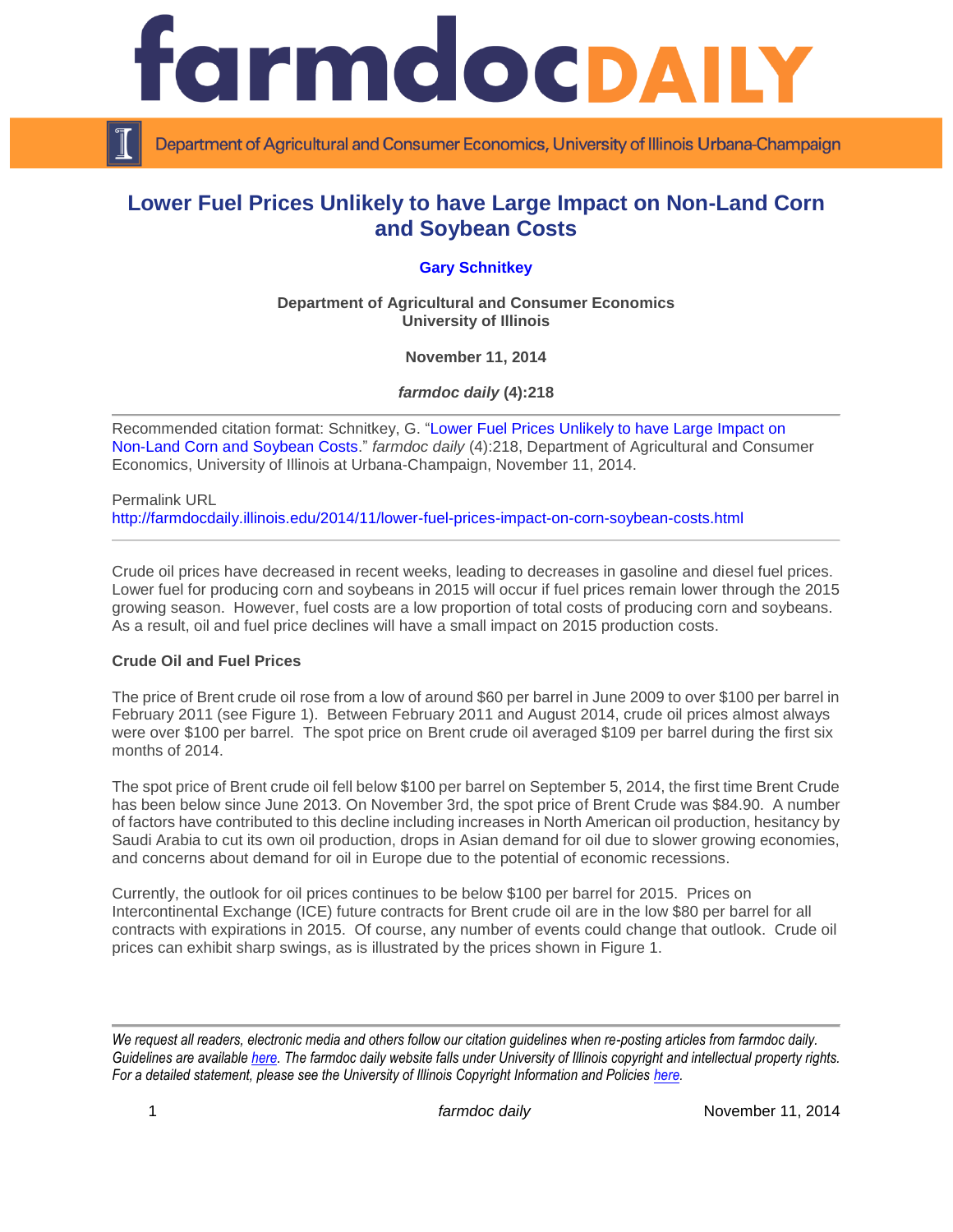# Lower Fuel Prices Unlikely to have Large Impact on Non-Land Corn and Soybean Costs

**Gary Schnitkey**

**Department of Agricultural and Consumer Economics**
**University of Illinois**

**November 11, 2014**

***farmdoc daily* (4):218**

---

Recommended citation format: Schnitkey, G. "Lower Fuel Prices Unlikely to have Large Impact on Non-Land Corn and Soybean Costs." *farmdoc daily* (4):218, Department of Agricultural and Consumer Economics, University of Illinois at Urbana-Champaign, November 11, 2014.

Permalink URL
http://farmdocdaily.illinois.edu/2014/11/lower-fuel-prices-impact-on-corn-soybean-costs.html

---

Crude oil prices have decreased in recent weeks, leading to decreases in gasoline and diesel fuel prices. Lower fuel for producing corn and soybeans in 2015 will occur if fuel prices remain lower through the 2015 growing season. However, fuel costs are a low proportion of total costs of producing corn and soybeans. As a result, oil and fuel price declines will have a small impact on 2015 production costs.

**Crude Oil and Fuel Prices**

The price of Brent crude oil rose from a low of around $60 per barrel in June 2009 to over $100 per barrel in February 2011 (see Figure 1). Between February 2011 and August 2014, crude oil prices almost always were over $100 per barrel. The spot price on Brent crude oil averaged $109 per barrel during the first six months of 2014.

The spot price of Brent crude oil fell below $100 per barrel on September 5, 2014, the first time Brent Crude has been below since June 2013. On November 3rd, the spot price of Brent Crude was $84.90. A number of factors have contributed to this decline including increases in North American oil production, hesitancy by Saudi Arabia to cut its own oil production, drops in Asian demand for oil due to slower growing economies, and concerns about demand for oil in Europe due to the potential of economic recessions.

Currently, the outlook for oil prices continues to be below $100 per barrel for 2015. Prices on Intercontinental Exchange (ICE) future contracts for Brent crude oil are in the low $80 per barrel for all contracts with expirations in 2015. Of course, any number of events could change that outlook. Crude oil prices can exhibit sharp swings, as is illustrated by the prices shown in Figure 1.

---

*We request all readers, electronic media and others follow our citation guidelines when re-posting articles from farmdoc daily. Guidelines are available here. The farmdoc daily website falls under University of Illinois copyright and intellectual property rights. For a detailed statement, please see the University of Illinois Copyright Information and Policies here.*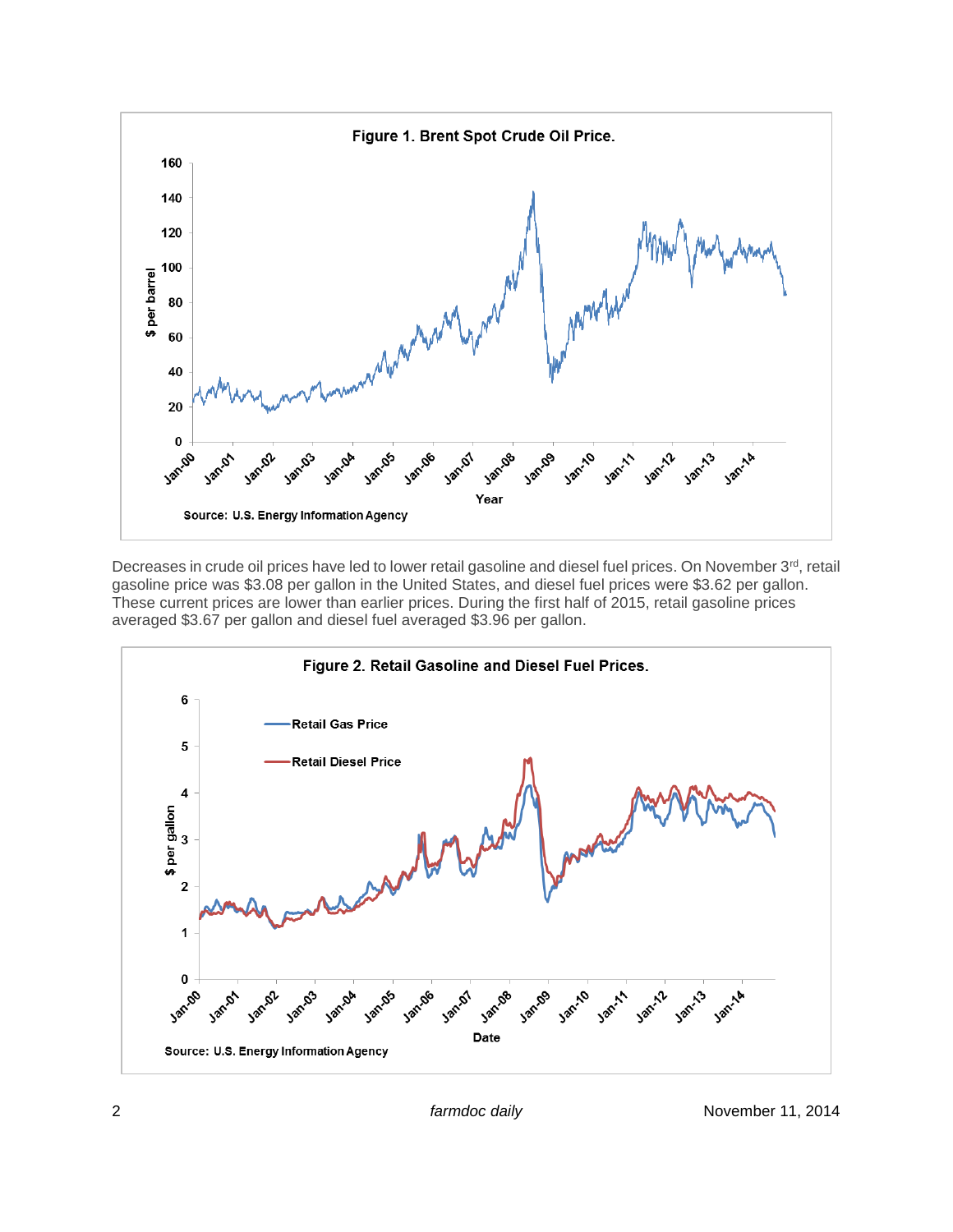**Figure 1. Brent Spot Crude Oil Price.**

Source: U.S. Energy Information Agency

Decreases in crude oil prices have led to lower retail gasoline and diesel fuel prices. On November 3rd, retail gasoline price was $3.08 per gallon in the United States, and diesel fuel prices were $3.62 per gallon. These current prices are lower than earlier prices. During the first half of 2015, retail gasoline prices averaged $3.67 per gallon and diesel fuel averaged $3.96 per gallon.

**Figure 2. Retail Gasoline and Diesel Fuel Prices.**

Source: U.S. Energy Information Agency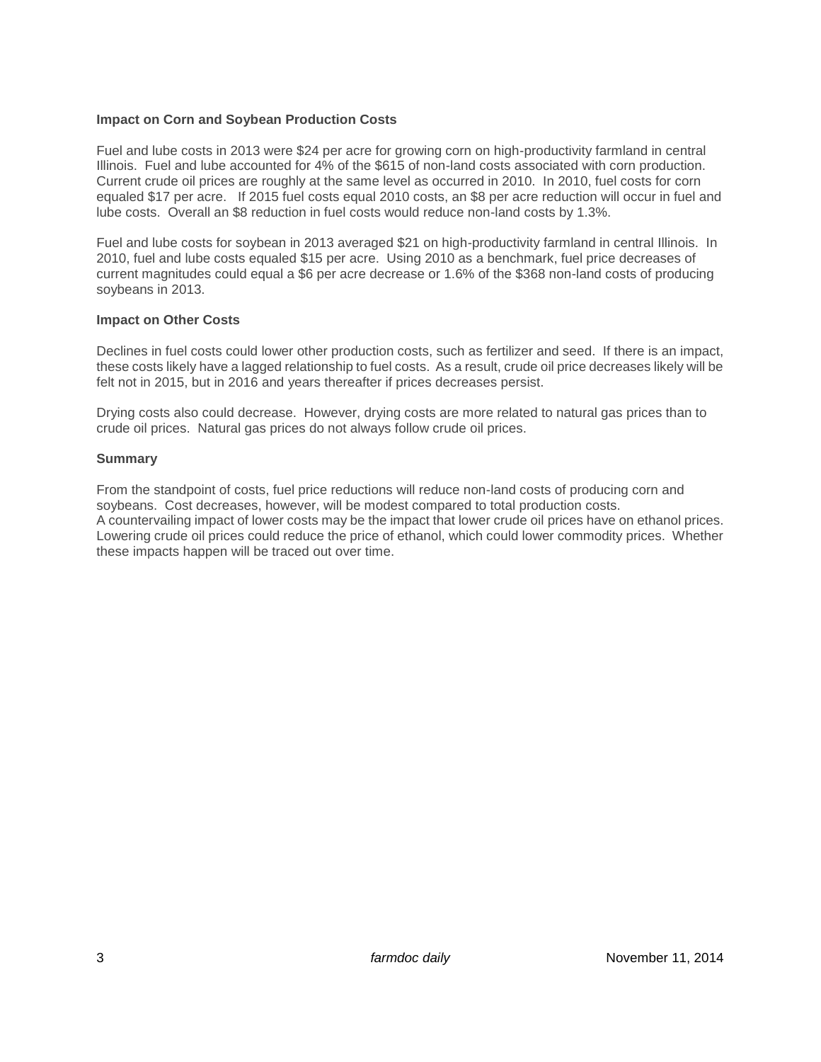**Impact on Corn and Soybean Production Costs**

Fuel and lube costs in 2013 were $24 per acre for growing corn on high-productivity farmland in central Illinois. Fuel and lube accounted for 4% of the $615 of non-land costs associated with corn production. Current crude oil prices are roughly at the same level as occurred in 2010. In 2010, fuel costs for corn equaled $17 per acre. If 2015 fuel costs equal 2010 costs, an $8 per acre reduction will occur in fuel and lube costs. Overall an $8 reduction in fuel costs would reduce non-land costs by 1.3%.

Fuel and lube costs for soybean in 2013 averaged $21 on high-productivity farmland in central Illinois. In 2010, fuel and lube costs equaled $15 per acre. Using 2010 as a benchmark, fuel price decreases of current magnitudes could equal a $6 per acre decrease or 1.6% of the $368 non-land costs of producing soybeans in 2013.

**Impact on Other Costs**

Declines in fuel costs could lower other production costs, such as fertilizer and seed. If there is an impact, these costs likely have a lagged relationship to fuel costs. As a result, crude oil price decreases likely will be felt not in 2015, but in 2016 and years thereafter if prices decreases persist.

Drying costs also could decrease. However, drying costs are more related to natural gas prices than to crude oil prices. Natural gas prices do not always follow crude oil prices.

**Summary**

From the standpoint of costs, fuel price reductions will reduce non-land costs of producing corn and soybeans. Cost decreases, however, will be modest compared to total production costs.
A countervailing impact of lower costs may be the impact that lower crude oil prices have on ethanol prices. Lowering crude oil prices could reduce the price of ethanol, which could lower commodity prices. Whether these impacts happen will be traced out over time.